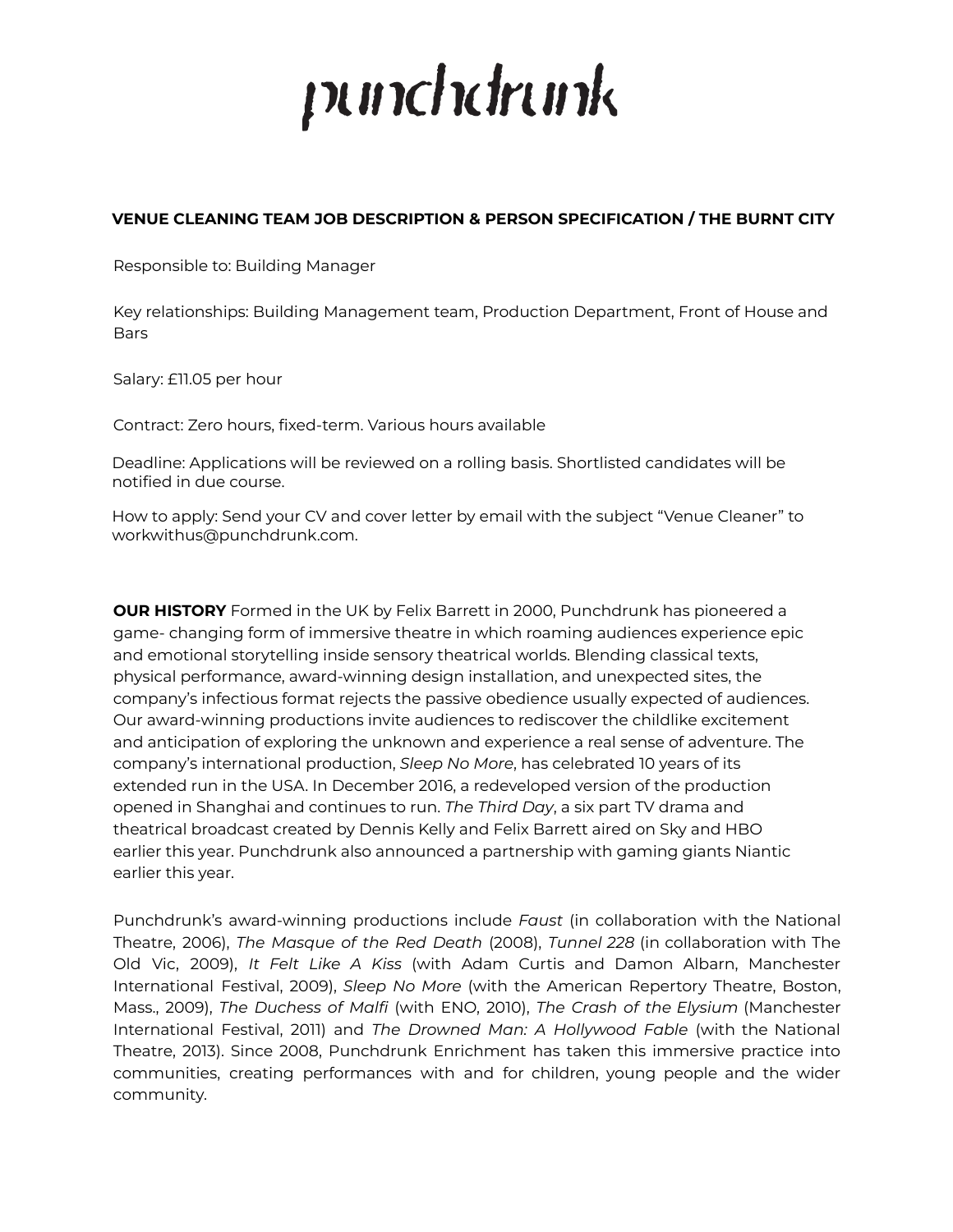# punchdrunk

**VENUE CLEANING TEAM JOB DESCRIPTION & PERSON SPECIFICATION / THE BURNT CITY**

Responsible to: Building Manager

Key relationships: Building Management team, Production Department, Front of House and Bars

Salary: £11.05 per hour

Contract: Zero hours, fixed-term. Various hours available

Deadline: Applications will be reviewed on a rolling basis. Shortlisted candidates will be notified in due course.

How to apply: Send your CV and cover letter by email with the subject "Venue Cleaner" to workwithus@punchdrunk.com.

**OUR HISTORY** Formed in the UK by Felix Barrett in 2000, Punchdrunk has pioneered a game- changing form of immersive theatre in which roaming audiences experience epic and emotional storytelling inside sensory theatrical worlds. Blending classical texts, physical performance, award-winning design installation, and unexpected sites, the company's infectious format rejects the passive obedience usually expected of audiences. Our award-winning productions invite audiences to rediscover the childlike excitement and anticipation of exploring the unknown and experience a real sense of adventure. The company's international production, *Sleep No More*, has celebrated 10 years of its extended run in the USA. In December 2016, a redeveloped version of the production opened in Shanghai and continues to run. *The Third Day*, a six part TV drama and theatrical broadcast created by Dennis Kelly and Felix Barrett aired on Sky and HBO earlier this year. Punchdrunk also announced a partnership with gaming giants Niantic earlier this year.

Punchdrunk's award-winning productions include *Faust* (in collaboration with the National Theatre, 2006), *The Masque of the Red Death* (2008), *Tunnel 228* (in collaboration with The Old Vic, 2009), *It Felt Like A Kiss* (with Adam Curtis and Damon Albarn, Manchester International Festival, 2009), *Sleep No More* (with the American Repertory Theatre, Boston, Mass., 2009), *The Duchess of Malfi* (with ENO, 2010), *The Crash of the Elysium* (Manchester International Festival, 2011) and *The Drowned Man: A Hollywood Fable* (with the National Theatre, 2013). Since 2008, Punchdrunk Enrichment has taken this immersive practice into communities, creating performances with and for children, young people and the wider community.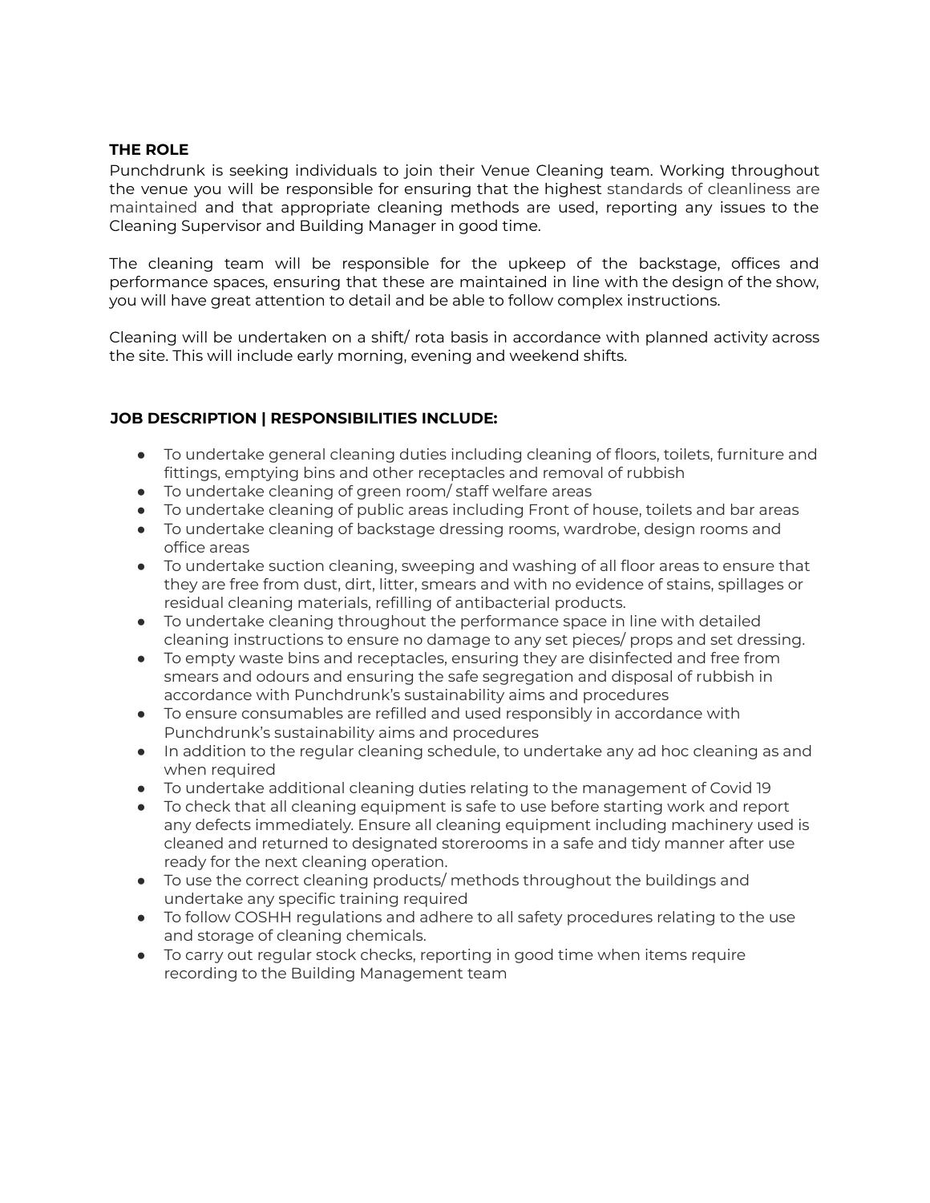## THE ROLE

Punchdrunk is seeking individuals to join their Venue Cleaning team. Working throughout the venue you will be responsible for ensuring that the highest standards of cleanliness are maintained and that appropriate cleaning methods are used, reporting any issues to the Cleaning Supervisor and Building Manager in good time.

The cleaning team will be responsible for the upkeep of the backstage, offices and performance spaces, ensuring that these are maintained in line with the design of the show, you will have great attention to detail and be able to follow complex instructions.

Cleaning will be undertaken on a shift/ rota basis in accordance with planned activity across the site. This will include early morning, evening and weekend shifts.

## JOB DESCRIPTION | RESPONSIBILITIES INCLUDE:

- To undertake general cleaning duties including cleaning of floors, toilets, furniture and fittings, emptying bins and other receptacles and removal of rubbish
- To undertake cleaning of green room/ staff welfare areas
- To undertake cleaning of public areas including Front of house, toilets and bar areas
- To undertake cleaning of backstage dressing rooms, wardrobe, design rooms and office areas
- To undertake suction cleaning, sweeping and washing of all floor areas to ensure that they are free from dust, dirt, litter, smears and with no evidence of stains, spillages or residual cleaning materials, refilling of antibacterial products.
- To undertake cleaning throughout the performance space in line with detailed cleaning instructions to ensure no damage to any set pieces/ props and set dressing.
- To empty waste bins and receptacles, ensuring they are disinfected and free from smears and odours and ensuring the safe segregation and disposal of rubbish in accordance with Punchdrunk's sustainability aims and procedures
- To ensure consumables are refilled and used responsibly in accordance with Punchdrunk's sustainability aims and procedures
- In addition to the regular cleaning schedule, to undertake any ad hoc cleaning as and when required
- To undertake additional cleaning duties relating to the management of Covid 19
- To check that all cleaning equipment is safe to use before starting work and report any defects immediately. Ensure all cleaning equipment including machinery used is cleaned and returned to designated storerooms in a safe and tidy manner after use ready for the next cleaning operation.
- To use the correct cleaning products/ methods throughout the buildings and undertake any specific training required
- To follow COSHH regulations and adhere to all safety procedures relating to the use and storage of cleaning chemicals.
- To carry out regular stock checks, reporting in good time when items require recording to the Building Management team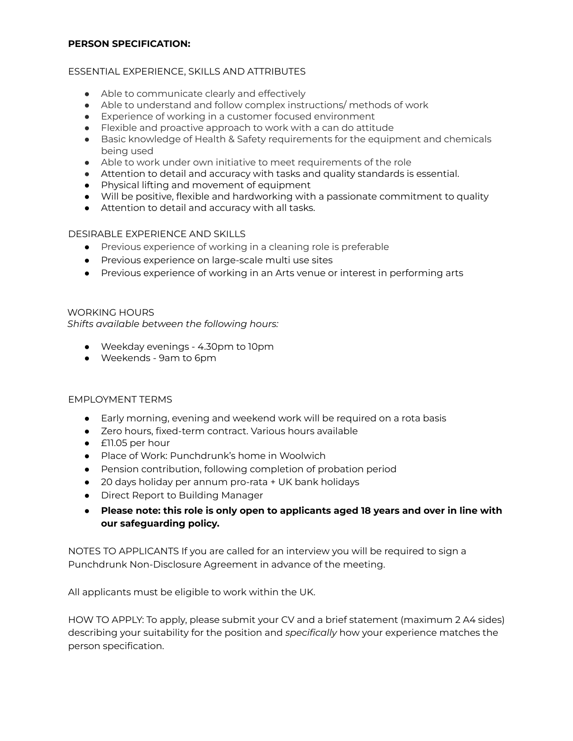**PERSON SPECIFICATION:**

ESSENTIAL EXPERIENCE, SKILLS AND ATTRIBUTES

- Able to communicate clearly and effectively
- Able to understand and follow complex instructions/ methods of work
- Experience of working in a customer focused environment
- Flexible and proactive approach to work with a can do attitude
- Basic knowledge of Health & Safety requirements for the equipment and chemicals being used
- Able to work under own initiative to meet requirements of the role
- Attention to detail and accuracy with tasks and quality standards is essential.
- Physical lifting and movement of equipment
- Will be positive, flexible and hardworking with a passionate commitment to quality
- Attention to detail and accuracy with all tasks.

DESIRABLE EXPERIENCE AND SKILLS

- Previous experience of working in a cleaning role is preferable
- Previous experience on large-scale multi use sites
- Previous experience of working in an Arts venue or interest in performing arts

WORKING HOURS

*Shifts available between the following hours:*

- Weekday evenings - 4.30pm to 10pm
- Weekends - 9am to 6pm

EMPLOYMENT TERMS

- Early morning, evening and weekend work will be required on a rota basis
- Zero hours, fixed-term contract. Various hours available
- £11.05 per hour
- Place of Work: Punchdrunk's home in Woolwich
- Pension contribution, following completion of probation period
- 20 days holiday per annum pro-rata + UK bank holidays
- Direct Report to Building Manager
- **Please note: this role is only open to applicants aged 18 years and over in line with our safeguarding policy.**

NOTES TO APPLICANTS If you are called for an interview you will be required to sign a Punchdrunk Non-Disclosure Agreement in advance of the meeting.

All applicants must be eligible to work within the UK.

HOW TO APPLY: To apply, please submit your CV and a brief statement (maximum 2 A4 sides) describing your suitability for the position and *specifically* how your experience matches the person specification.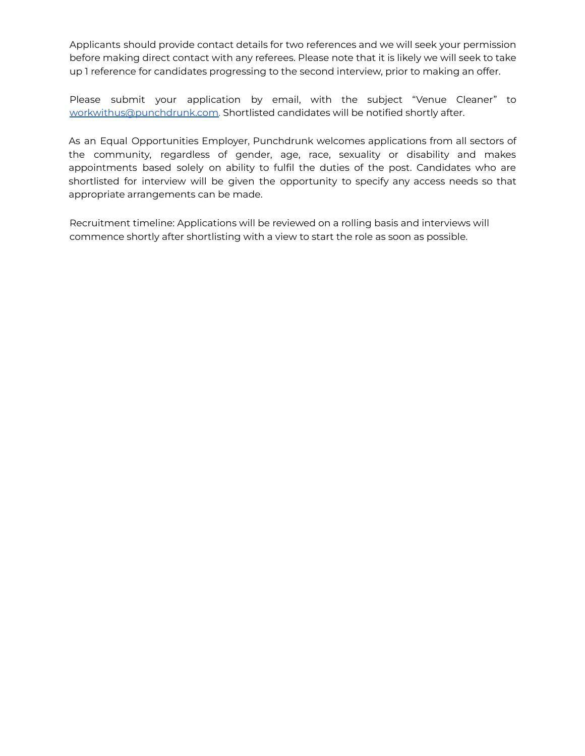Applicants should provide contact details for two references and we will seek your permission before making direct contact with any referees. Please note that it is likely we will seek to take up 1 reference for candidates progressing to the second interview, prior to making an offer.

Please submit your application by email, with the subject "Venue Cleaner" to [workwithus@punchdrunk.com](mailto:workwithus@punchdrunk.com). Shortlisted candidates will be notified shortly after.

As an Equal Opportunities Employer, Punchdrunk welcomes applications from all sectors of the community, regardless of gender, age, race, sexuality or disability and makes appointments based solely on ability to fulfil the duties of the post. Candidates who are shortlisted for interview will be given the opportunity to specify any access needs so that appropriate arrangements can be made.

Recruitment timeline: Applications will be reviewed on a rolling basis and interviews will commence shortly after shortlisting with a view to start the role as soon as possible.